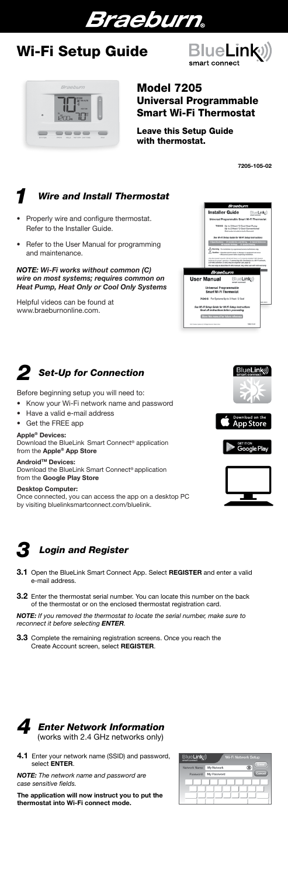# Braeburn®

# Wi-Fi Setup Guide

BlueLink smart connect

## Model 7205
## Universal Programmable Smart Wi-Fi Thermostat

**Leave this Setup Guide with thermostat.**

7205-105-02

## 1 *Wire and Install Thermostat*

- Properly wire and configure thermostat. Refer to the Installer Guide.
- Refer to the User Manual for programming and maintenance.

***NOTE: Wi-Fi works without common (C) wire on most systems; requires common on Heat Pump, Heat Only or Cool Only Systems***

Helpful videos can be found at www.braeburnonline.com.

## 2 *Set-Up for Connection*

Before beginning setup you will need to:

- Know your Wi-Fi network name and password
- Have a valid e-mail address
- Get the FREE app

**Apple® Devices:**
Download the BlueLink Smart Connect® application from the **Apple® App Store**

**Android™ Devices:**
Download the BlueLink Smart Connect® application from the **Google Play Store**

**Desktop Computer:**
Once connected, you can access the app on a desktop PC by visiting bluelinksmartconnect.com/bluelink.

## 3 *Login and Register*

**3.1** Open the BlueLink Smart Connect App. Select **REGISTER** and enter a valid e-mail address.

**3.2** Enter the thermostat serial number. You can locate this number on the back of the thermostat or on the enclosed thermostat registration card.

*NOTE: If you removed the thermostat to locate the serial number, make sure to reconnect it before selecting* ***ENTER***.

**3.3** Complete the remaining registration screens. Once you reach the Create Account screen, select **REGISTER**.

## 4 *Enter Network Information*
(works with 2.4 GHz networks only)

**4.1** Enter your network name (SSID) and password, select **ENTER**.

*NOTE: The network name and password are case sensitive fields.*

**The application will now instruct you to put the thermostat into Wi-Fi connect mode.**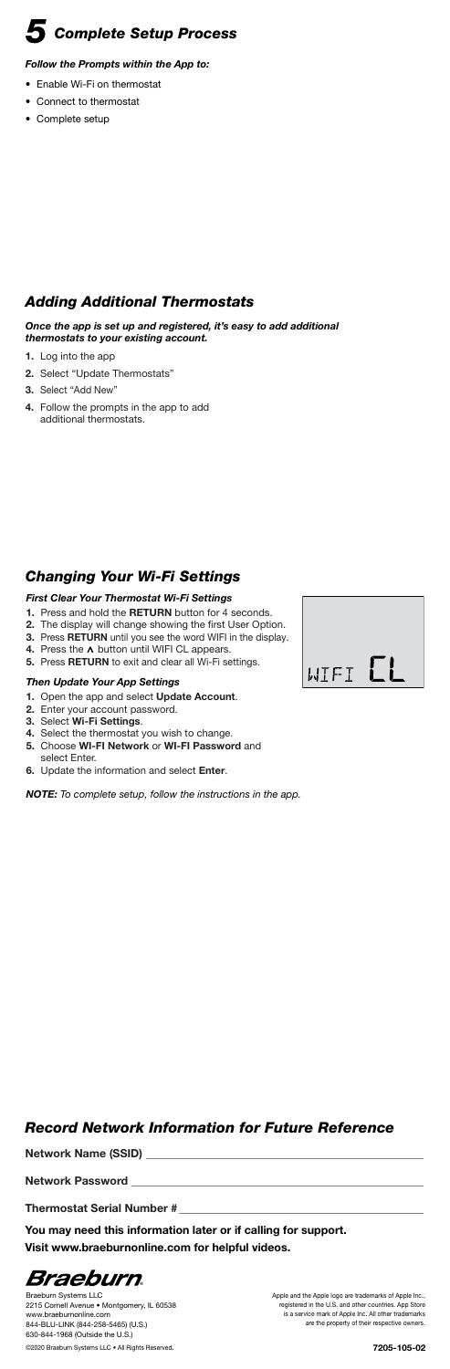# 5 Complete Setup Process

***Follow the Prompts within the App to:***

- Enable Wi-Fi on thermostat
- Connect to thermostat
- Complete setup

## *Adding Additional Thermostats*

***Once the app is set up and registered, it's easy to add additional thermostats to your existing account.***

1. Log into the app
2. Select "Update Thermostats"
3. Select "Add New"
4. Follow the prompts in the app to add additional thermostats.

## *Changing Your Wi-Fi Settings*

***First Clear Your Thermostat Wi-Fi Settings***

1. Press and hold the **RETURN** button for 4 seconds.
2. The display will change showing the first User Option.
3. Press **RETURN** until you see the word WIFI in the display.
4. Press the ∧ button until WIFI CL appears.
5. Press **RETURN** to exit and clear all Wi-Fi settings.

WIFI CL

***Then Update Your App Settings***

1. Open the app and select **Update Account**.
2. Enter your account password.
3. Select **Wi-Fi Settings**.
4. Select the thermostat you wish to change.
5. Choose **WI-FI Network** or **WI-FI Password** and select Enter.
6. Update the information and select **Enter**.

***NOTE:*** *To complete setup, follow the instructions in the app.*

## *Record Network Information for Future Reference*

**Network Name (SSID)** ______________________________

**Network Password** ______________________________

**Thermostat Serial Number #** ______________________________

**You may need this information later or if calling for support.**
**Visit www.braeburnonline.com for helpful videos.**

*Braeburn*

Braeburn Systems LLC
2215 Cornell Avenue • Montgomery, IL 60538
www.braeburnonline.com
844-BLU-LINK (844-258-5465) (U.S.)
630-844-1968 (Outside the U.S.)

©2020 Braeburn Systems LLC • All Rights Reserved.

Apple and the Apple logo are trademarks of Apple Inc., registered in the U.S. and other countries. App Store is a service mark of Apple Inc. All other trademarks are the property of their respective owners.

7205-105-02